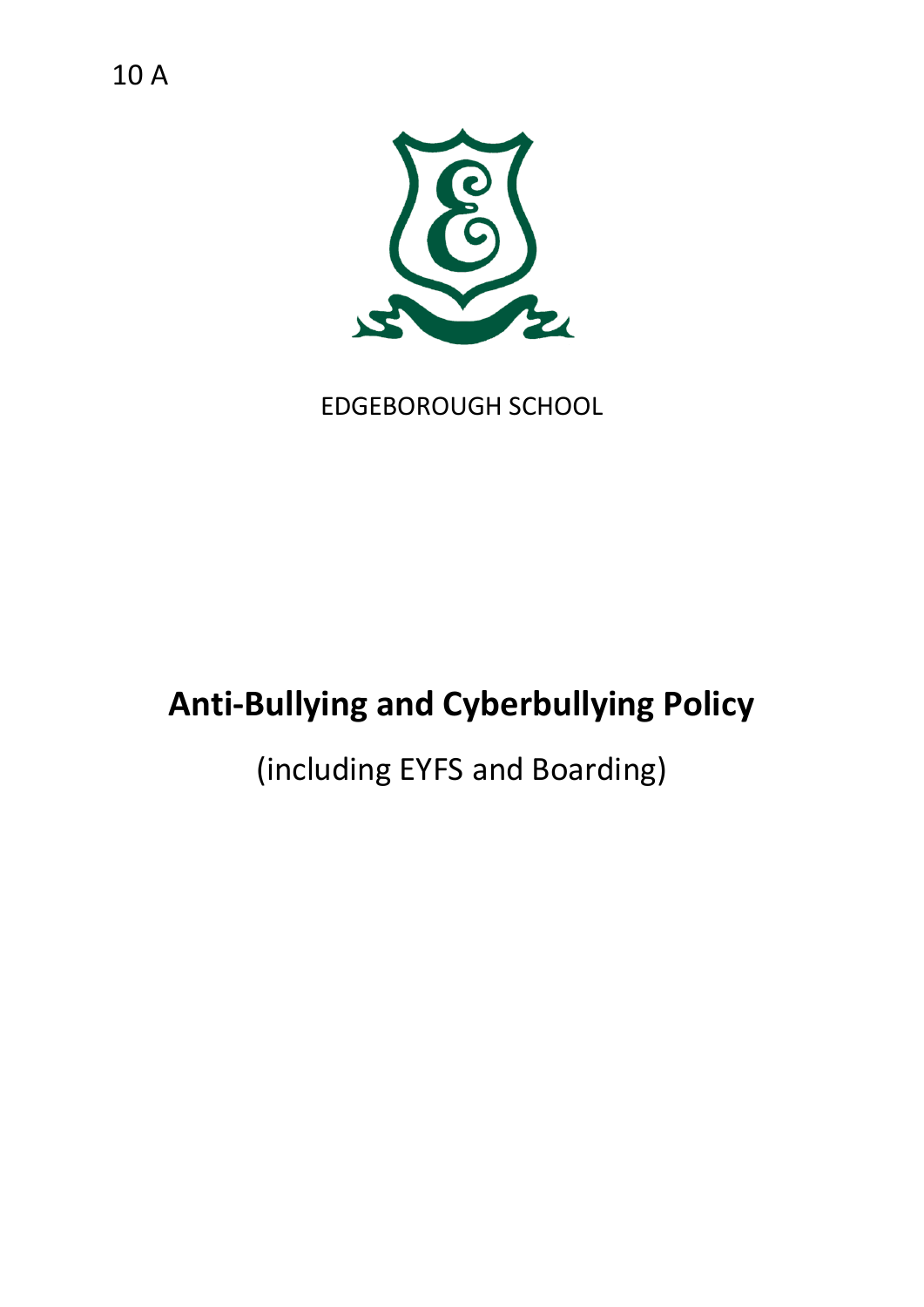10 A

EDGEBOROUGH SCHOOL

# Anti-Bullying and Cyberbullying Policy

(including EYFS and Boarding)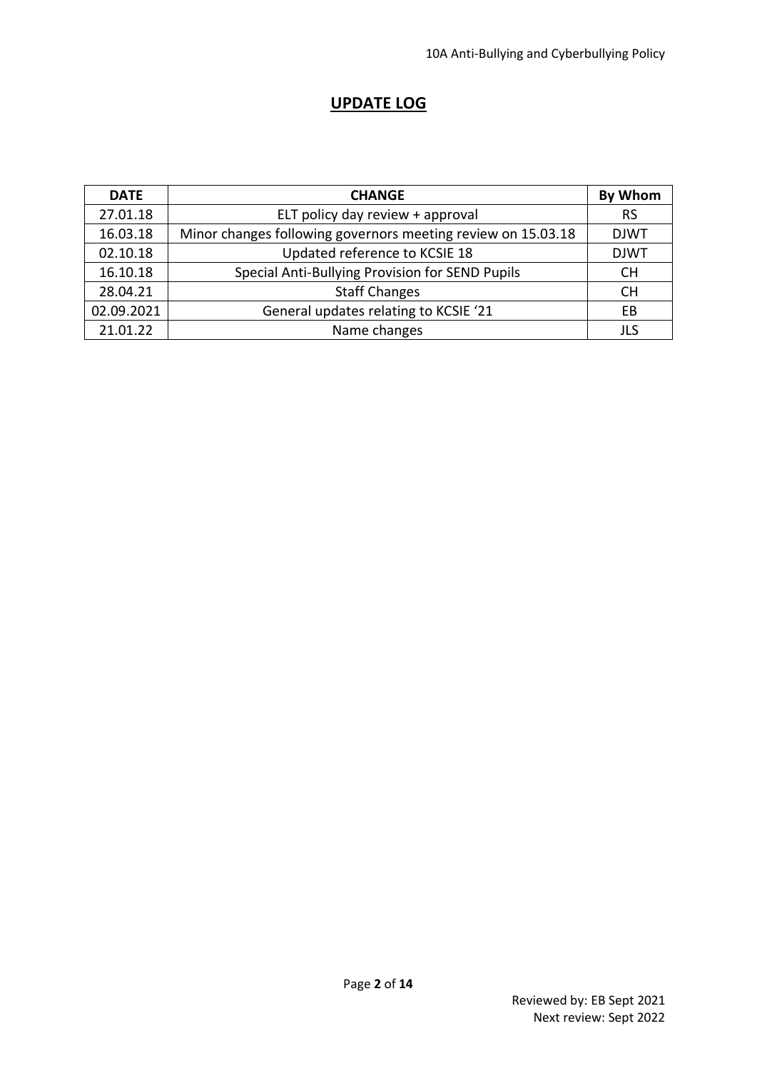# UPDATE LOG

| DATE | CHANGE | By Whom |
| --- | --- | --- |
| 27.01.18 | ELT policy day review + approval | RS |
| 16.03.18 | Minor changes following governors meeting review on 15.03.18 | DJWT |
| 02.10.18 | Updated reference to KCSIE 18 | DJWT |
| 16.10.18 | Special Anti-Bullying Provision for SEND Pupils | CH |
| 28.04.21 | Staff Changes | CH |
| 02.09.2021 | General updates relating to KCSIE '21 | EB |
| 21.01.22 | Name changes | JLS |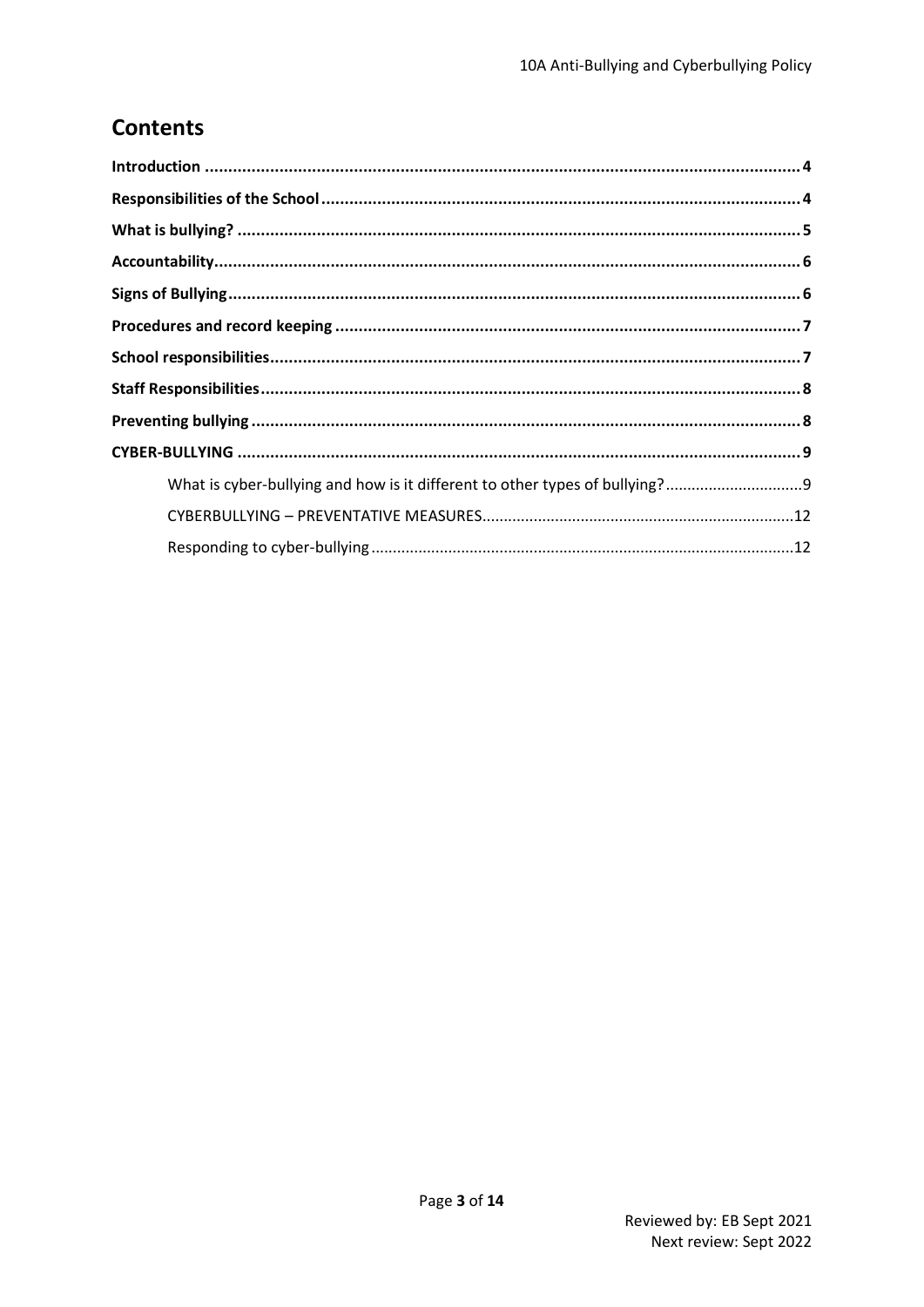## Contents

**Introduction** .......... 4
**Responsibilities of the School** .......... 4
**What is bullying?** .......... 5
**Accountability** .......... 6
**Signs of Bullying** .......... 6
**Procedures and record keeping** .......... 7
**School responsibilities** .......... 7
**Staff Responsibilities** .......... 8
**Preventing bullying** .......... 8
**CYBER-BULLYING** .......... 9
- What is cyber-bullying and how is it different to other types of bullying? .......... 9
- CYBERBULLYING – PREVENTATIVE MEASURES .......... 12
- Responding to cyber-bullying .......... 12

Reviewed by: EB Sept 2021
Next review: Sept 2022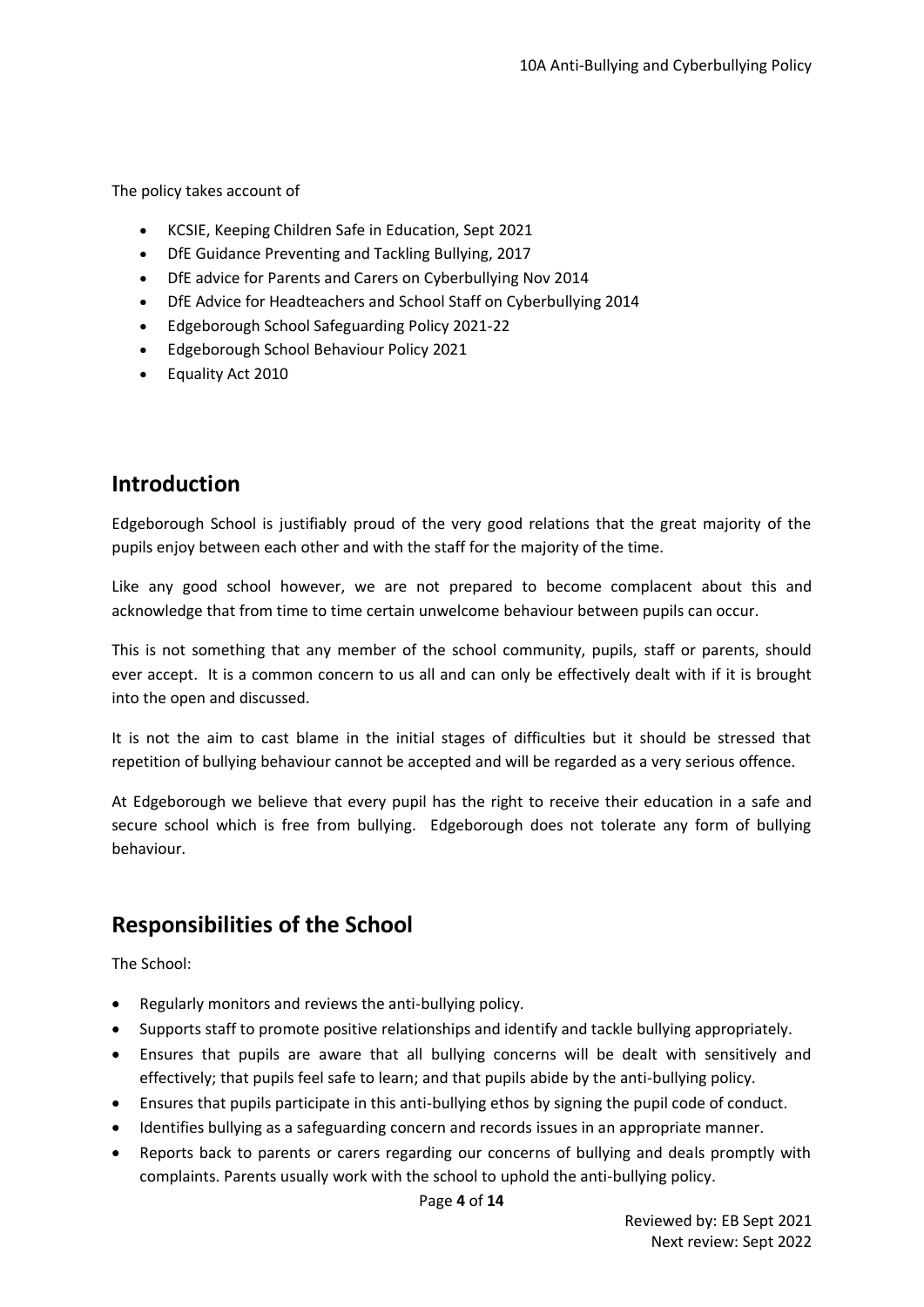The policy takes account of

- KCSIE, Keeping Children Safe in Education, Sept 2021
- DfE Guidance Preventing and Tackling Bullying, 2017
- DfE advice for Parents and Carers on Cyberbullying Nov 2014
- DfE Advice for Headteachers and School Staff on Cyberbullying 2014
- Edgeborough School Safeguarding Policy 2021-22
- Edgeborough School Behaviour Policy 2021
- Equality Act 2010

## Introduction

Edgeborough School is justifiably proud of the very good relations that the great majority of the pupils enjoy between each other and with the staff for the majority of the time.

Like any good school however, we are not prepared to become complacent about this and acknowledge that from time to time certain unwelcome behaviour between pupils can occur.

This is not something that any member of the school community, pupils, staff or parents, should ever accept. It is a common concern to us all and can only be effectively dealt with if it is brought into the open and discussed.

It is not the aim to cast blame in the initial stages of difficulties but it should be stressed that repetition of bullying behaviour cannot be accepted and will be regarded as a very serious offence.

At Edgeborough we believe that every pupil has the right to receive their education in a safe and secure school which is free from bullying. Edgeborough does not tolerate any form of bullying behaviour.

## Responsibilities of the School

The School:

- Regularly monitors and reviews the anti-bullying policy.
- Supports staff to promote positive relationships and identify and tackle bullying appropriately.
- Ensures that pupils are aware that all bullying concerns will be dealt with sensitively and effectively; that pupils feel safe to learn; and that pupils abide by the anti-bullying policy.
- Ensures that pupils participate in this anti-bullying ethos by signing the pupil code of conduct.
- Identifies bullying as a safeguarding concern and records issues in an appropriate manner.
- Reports back to parents or carers regarding our concerns of bullying and deals promptly with complaints. Parents usually work with the school to uphold the anti-bullying policy.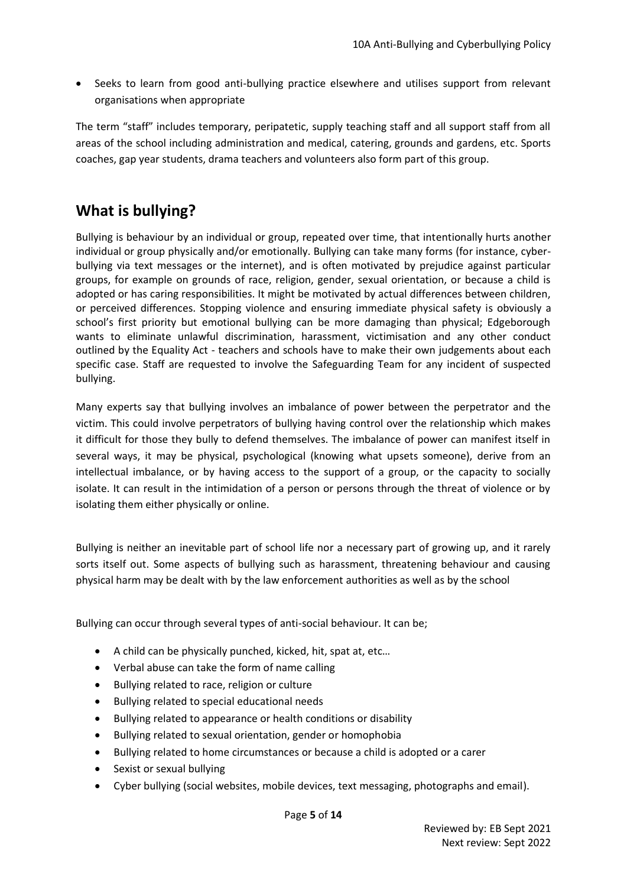- Seeks to learn from good anti-bullying practice elsewhere and utilises support from relevant organisations when appropriate

The term "staff" includes temporary, peripatetic, supply teaching staff and all support staff from all areas of the school including administration and medical, catering, grounds and gardens, etc. Sports coaches, gap year students, drama teachers and volunteers also form part of this group.

## What is bullying?

Bullying is behaviour by an individual or group, repeated over time, that intentionally hurts another individual or group physically and/or emotionally. Bullying can take many forms (for instance, cyber-bullying via text messages or the internet), and is often motivated by prejudice against particular groups, for example on grounds of race, religion, gender, sexual orientation, or because a child is adopted or has caring responsibilities. It might be motivated by actual differences between children, or perceived differences. Stopping violence and ensuring immediate physical safety is obviously a school's first priority but emotional bullying can be more damaging than physical; Edgeborough wants to eliminate unlawful discrimination, harassment, victimisation and any other conduct outlined by the Equality Act - teachers and schools have to make their own judgements about each specific case. Staff are requested to involve the Safeguarding Team for any incident of suspected bullying.

Many experts say that bullying involves an imbalance of power between the perpetrator and the victim. This could involve perpetrators of bullying having control over the relationship which makes it difficult for those they bully to defend themselves. The imbalance of power can manifest itself in several ways, it may be physical, psychological (knowing what upsets someone), derive from an intellectual imbalance, or by having access to the support of a group, or the capacity to socially isolate. It can result in the intimidation of a person or persons through the threat of violence or by isolating them either physically or online.

Bullying is neither an inevitable part of school life nor a necessary part of growing up, and it rarely sorts itself out. Some aspects of bullying such as harassment, threatening behaviour and causing physical harm may be dealt with by the law enforcement authorities as well as by the school

Bullying can occur through several types of anti-social behaviour. It can be;

- A child can be physically punched, kicked, hit, spat at, etc…
- Verbal abuse can take the form of name calling
- Bullying related to race, religion or culture
- Bullying related to special educational needs
- Bullying related to appearance or health conditions or disability
- Bullying related to sexual orientation, gender or homophobia
- Bullying related to home circumstances or because a child is adopted or a carer
- Sexist or sexual bullying
- Cyber bullying (social websites, mobile devices, text messaging, photographs and email).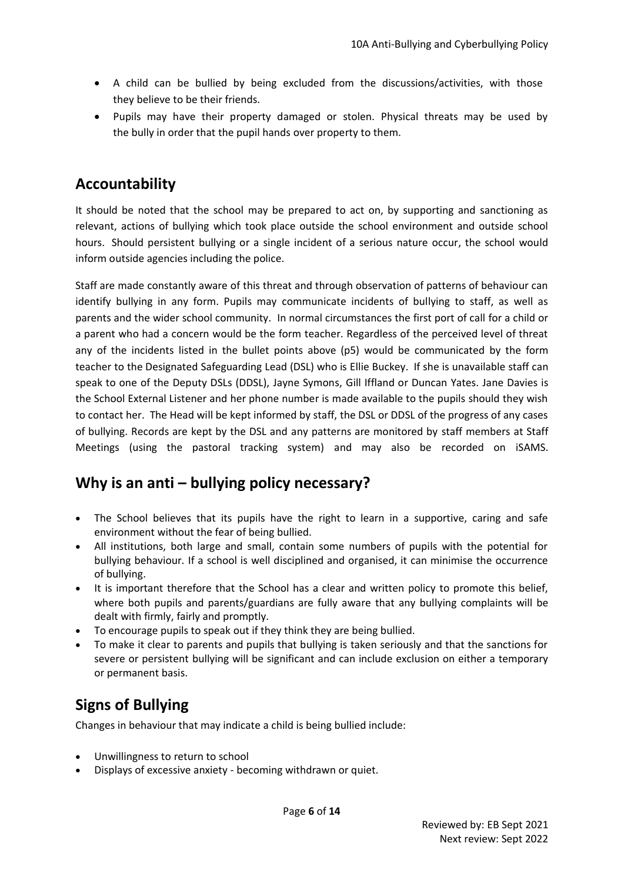- A child can be bullied by being excluded from the discussions/activities, with those they believe to be their friends.
- Pupils may have their property damaged or stolen. Physical threats may be used by the bully in order that the pupil hands over property to them.

## Accountability

It should be noted that the school may be prepared to act on, by supporting and sanctioning as relevant, actions of bullying which took place outside the school environment and outside school hours. Should persistent bullying or a single incident of a serious nature occur, the school would inform outside agencies including the police.

Staff are made constantly aware of this threat and through observation of patterns of behaviour can identify bullying in any form. Pupils may communicate incidents of bullying to staff, as well as parents and the wider school community. In normal circumstances the first port of call for a child or a parent who had a concern would be the form teacher. Regardless of the perceived level of threat any of the incidents listed in the bullet points above (p5) would be communicated by the form teacher to the Designated Safeguarding Lead (DSL) who is Ellie Buckey. If she is unavailable staff can speak to one of the Deputy DSLs (DDSL), Jayne Symons, Gill Iffland or Duncan Yates. Jane Davies is the School External Listener and her phone number is made available to the pupils should they wish to contact her. The Head will be kept informed by staff, the DSL or DDSL of the progress of any cases of bullying. Records are kept by the DSL and any patterns are monitored by staff members at Staff Meetings (using the pastoral tracking system) and may also be recorded on iSAMS.

## Why is an anti – bullying policy necessary?

- The School believes that its pupils have the right to learn in a supportive, caring and safe environment without the fear of being bullied.
- All institutions, both large and small, contain some numbers of pupils with the potential for bullying behaviour. If a school is well disciplined and organised, it can minimise the occurrence of bullying.
- It is important therefore that the School has a clear and written policy to promote this belief, where both pupils and parents/guardians are fully aware that any bullying complaints will be dealt with firmly, fairly and promptly.
- To encourage pupils to speak out if they think they are being bullied.
- To make it clear to parents and pupils that bullying is taken seriously and that the sanctions for severe or persistent bullying will be significant and can include exclusion on either a temporary or permanent basis.

## Signs of Bullying

Changes in behaviour that may indicate a child is being bullied include:

- Unwillingness to return to school
- Displays of excessive anxiety - becoming withdrawn or quiet.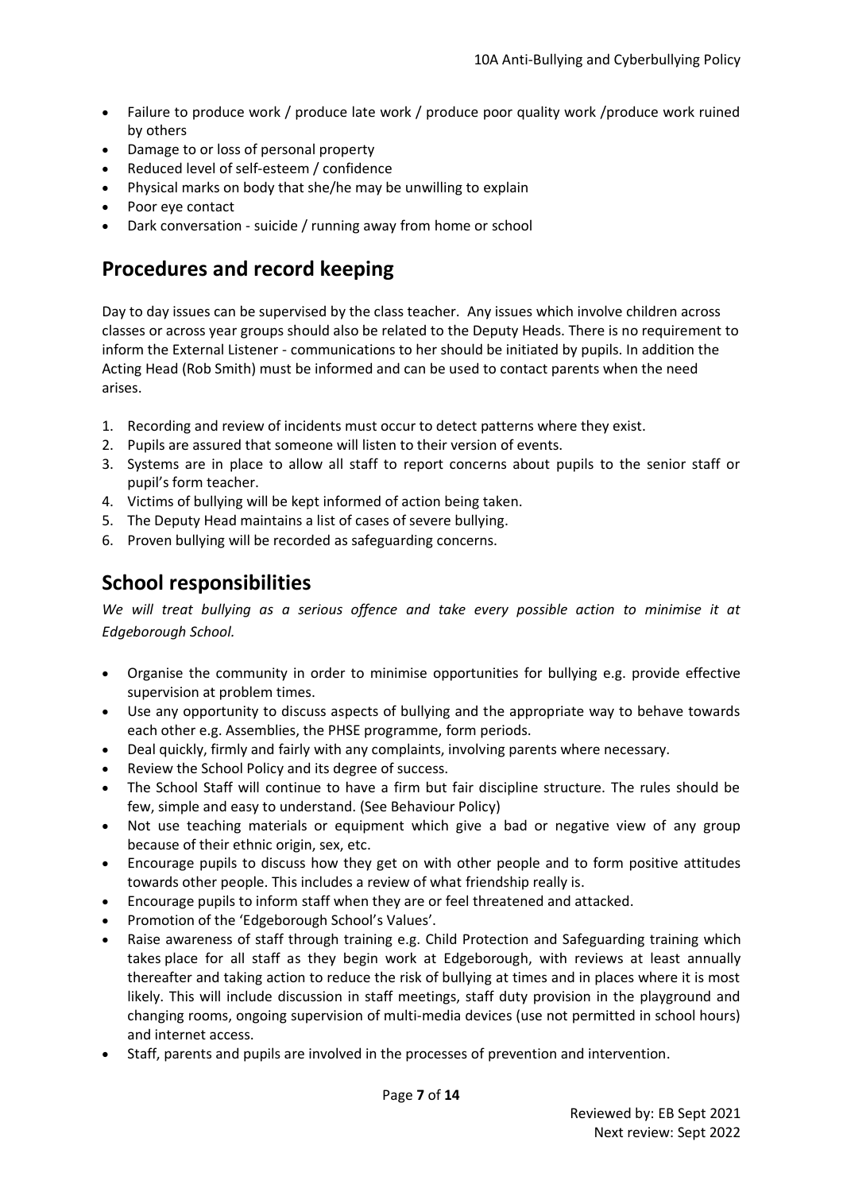- Failure to produce work / produce late work / produce poor quality work /produce work ruined by others
- Damage to or loss of personal property
- Reduced level of self-esteem / confidence
- Physical marks on body that she/he may be unwilling to explain
- Poor eye contact
- Dark conversation - suicide / running away from home or school

## Procedures and record keeping

Day to day issues can be supervised by the class teacher. Any issues which involve children across classes or across year groups should also be related to the Deputy Heads. There is no requirement to inform the External Listener - communications to her should be initiated by pupils. In addition the Acting Head (Rob Smith) must be informed and can be used to contact parents when the need arises.

1. Recording and review of incidents must occur to detect patterns where they exist.
2. Pupils are assured that someone will listen to their version of events.
3. Systems are in place to allow all staff to report concerns about pupils to the senior staff or pupil's form teacher.
4. Victims of bullying will be kept informed of action being taken.
5. The Deputy Head maintains a list of cases of severe bullying.
6. Proven bullying will be recorded as safeguarding concerns.

## School responsibilities

*We will treat bullying as a serious offence and take every possible action to minimise it at Edgeborough School.*

- Organise the community in order to minimise opportunities for bullying e.g. provide effective supervision at problem times.
- Use any opportunity to discuss aspects of bullying and the appropriate way to behave towards each other e.g. Assemblies, the PHSE programme, form periods.
- Deal quickly, firmly and fairly with any complaints, involving parents where necessary.
- Review the School Policy and its degree of success.
- The School Staff will continue to have a firm but fair discipline structure. The rules should be few, simple and easy to understand. (See Behaviour Policy)
- Not use teaching materials or equipment which give a bad or negative view of any group because of their ethnic origin, sex, etc.
- Encourage pupils to discuss how they get on with other people and to form positive attitudes towards other people. This includes a review of what friendship really is.
- Encourage pupils to inform staff when they are or feel threatened and attacked.
- Promotion of the 'Edgeborough School's Values'.
- Raise awareness of staff through training e.g. Child Protection and Safeguarding training which takes place for all staff as they begin work at Edgeborough, with reviews at least annually thereafter and taking action to reduce the risk of bullying at times and in places where it is most likely. This will include discussion in staff meetings, staff duty provision in the playground and changing rooms, ongoing supervision of multi-media devices (use not permitted in school hours) and internet access.
- Staff, parents and pupils are involved in the processes of prevention and intervention.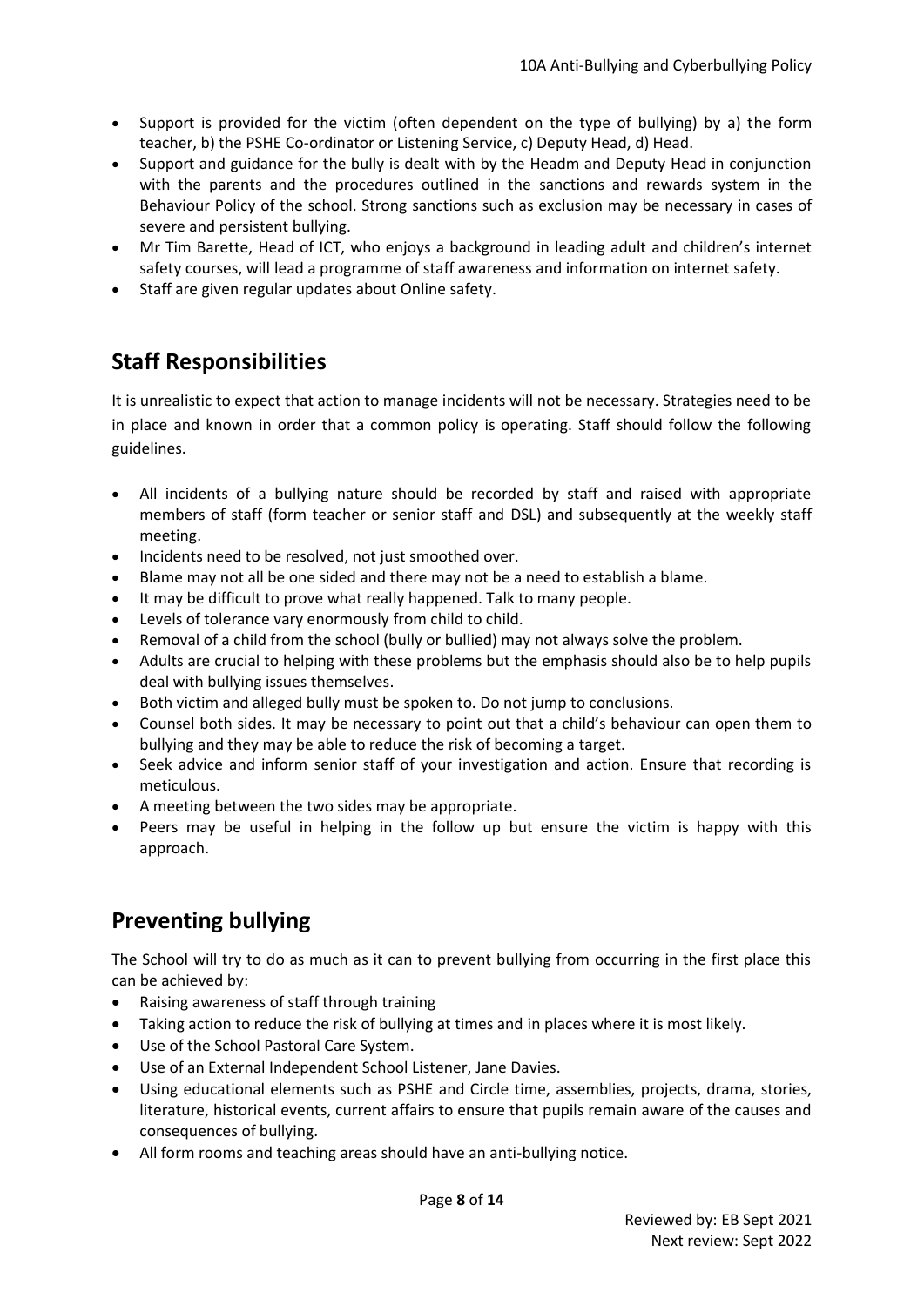- Support is provided for the victim (often dependent on the type of bullying) by a) the form teacher, b) the PSHE Co-ordinator or Listening Service, c) Deputy Head, d) Head.
- Support and guidance for the bully is dealt with by the Headm and Deputy Head in conjunction with the parents and the procedures outlined in the sanctions and rewards system in the Behaviour Policy of the school. Strong sanctions such as exclusion may be necessary in cases of severe and persistent bullying.
- Mr Tim Barette, Head of ICT, who enjoys a background in leading adult and children's internet safety courses, will lead a programme of staff awareness and information on internet safety.
- Staff are given regular updates about Online safety.

## Staff Responsibilities

It is unrealistic to expect that action to manage incidents will not be necessary. Strategies need to be in place and known in order that a common policy is operating. Staff should follow the following guidelines.

- All incidents of a bullying nature should be recorded by staff and raised with appropriate members of staff (form teacher or senior staff and DSL) and subsequently at the weekly staff meeting.
- Incidents need to be resolved, not just smoothed over.
- Blame may not all be one sided and there may not be a need to establish a blame.
- It may be difficult to prove what really happened. Talk to many people.
- Levels of tolerance vary enormously from child to child.
- Removal of a child from the school (bully or bullied) may not always solve the problem.
- Adults are crucial to helping with these problems but the emphasis should also be to help pupils deal with bullying issues themselves.
- Both victim and alleged bully must be spoken to. Do not jump to conclusions.
- Counsel both sides. It may be necessary to point out that a child's behaviour can open them to bullying and they may be able to reduce the risk of becoming a target.
- Seek advice and inform senior staff of your investigation and action. Ensure that recording is meticulous.
- A meeting between the two sides may be appropriate.
- Peers may be useful in helping in the follow up but ensure the victim is happy with this approach.

## Preventing bullying

The School will try to do as much as it can to prevent bullying from occurring in the first place this can be achieved by:

- Raising awareness of staff through training
- Taking action to reduce the risk of bullying at times and in places where it is most likely.
- Use of the School Pastoral Care System.
- Use of an External Independent School Listener, Jane Davies.
- Using educational elements such as PSHE and Circle time, assemblies, projects, drama, stories, literature, historical events, current affairs to ensure that pupils remain aware of the causes and consequences of bullying.
- All form rooms and teaching areas should have an anti-bullying notice.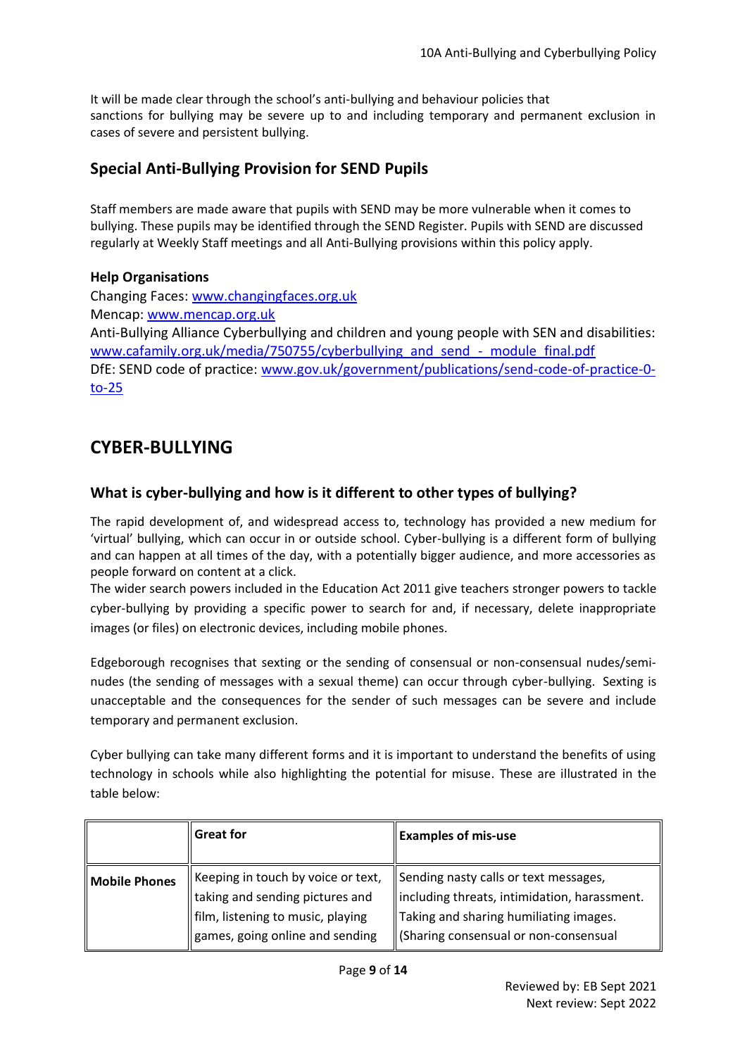It will be made clear through the school's anti-bullying and behaviour policies that sanctions for bullying may be severe up to and including temporary and permanent exclusion in cases of severe and persistent bullying.

## Special Anti-Bullying Provision for SEND Pupils

Staff members are made aware that pupils with SEND may be more vulnerable when it comes to bullying. These pupils may be identified through the SEND Register. Pupils with SEND are discussed regularly at Weekly Staff meetings and all Anti-Bullying provisions within this policy apply.

**Help Organisations**

Changing Faces: [www.changingfaces.org.uk](http://www.changingfaces.org.uk)
Mencap: [www.mencap.org.uk](http://www.mencap.org.uk)
Anti-Bullying Alliance Cyberbullying and children and young people with SEN and disabilities: [www.cafamily.org.uk/media/750755/cyberbullying_and_send_-_module_final.pdf](http://www.cafamily.org.uk/media/750755/cyberbullying_and_send_-_module_final.pdf)
DfE: SEND code of practice: [www.gov.uk/government/publications/send-code-of-practice-0-to-25](http://www.gov.uk/government/publications/send-code-of-practice-0-to-25)

# CYBER-BULLYING

## What is cyber-bullying and how is it different to other types of bullying?

The rapid development of, and widespread access to, technology has provided a new medium for 'virtual' bullying, which can occur in or outside school. Cyber-bullying is a different form of bullying and can happen at all times of the day, with a potentially bigger audience, and more accessories as people forward on content at a click.
The wider search powers included in the Education Act 2011 give teachers stronger powers to tackle cyber-bullying by providing a specific power to search for and, if necessary, delete inappropriate images (or files) on electronic devices, including mobile phones.

Edgeborough recognises that sexting or the sending of consensual or non-consensual nudes/semi-nudes (the sending of messages with a sexual theme) can occur through cyber-bullying. Sexting is unacceptable and the consequences for the sender of such messages can be severe and include temporary and permanent exclusion.

Cyber bullying can take many different forms and it is important to understand the benefits of using technology in schools while also highlighting the potential for misuse. These are illustrated in the table below:

| | **Great for** | **Examples of mis-use** |
|---|---|---|
| **Mobile Phones** | Keeping in touch by voice or text, taking and sending pictures and film, listening to music, playing games, going online and sending | Sending nasty calls or text messages, including threats, intimidation, harassment. Taking and sharing humiliating images. (Sharing consensual or non-consensual |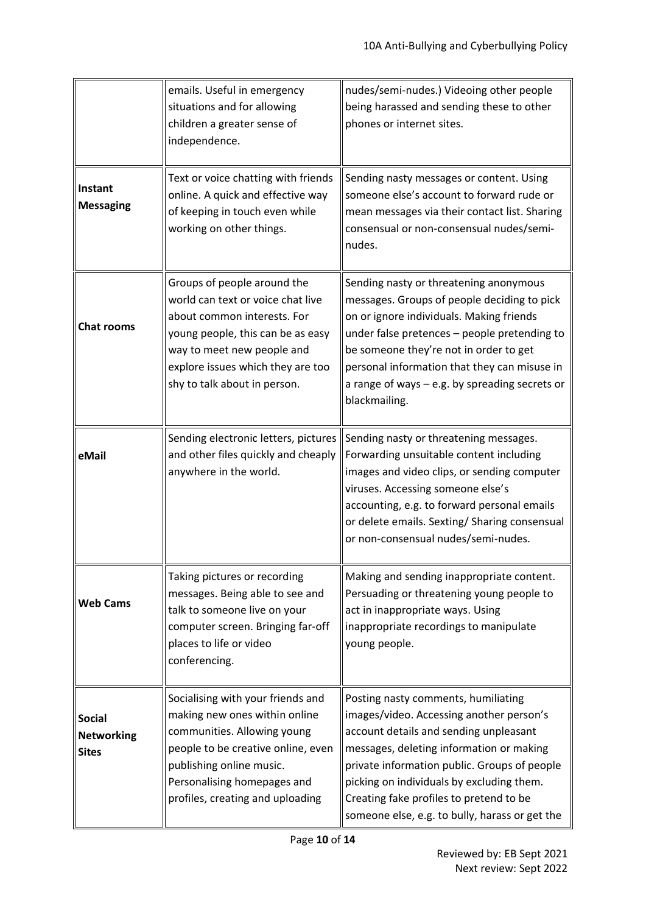| | | |
|---|---|---|
| | emails. Useful in emergency situations and for allowing children a greater sense of independence. | nudes/semi-nudes.) Videoing other people being harassed and sending these to other phones or internet sites. |
| **Instant Messaging** | Text or voice chatting with friends online. A quick and effective way of keeping in touch even while working on other things. | Sending nasty messages or content. Using someone else's account to forward rude or mean messages via their contact list. Sharing consensual or non-consensual nudes/semi-nudes. |
| **Chat rooms** | Groups of people around the world can text or voice chat live about common interests. For young people, this can be as easy way to meet new people and explore issues which they are too shy to talk about in person. | Sending nasty or threatening anonymous messages. Groups of people deciding to pick on or ignore individuals. Making friends under false pretences – people pretending to be someone they're not in order to get personal information that they can misuse in a range of ways – e.g. by spreading secrets or blackmailing. |
| **eMail** | Sending electronic letters, pictures and other files quickly and cheaply anywhere in the world. | Sending nasty or threatening messages. Forwarding unsuitable content including images and video clips, or sending computer viruses. Accessing someone else's accounting, e.g. to forward personal emails or delete emails. Sexting/ Sharing consensual or non-consensual nudes/semi-nudes. |
| **Web Cams** | Taking pictures or recording messages. Being able to see and talk to someone live on your computer screen. Bringing far-off places to life or video conferencing. | Making and sending inappropriate content. Persuading or threatening young people to act in inappropriate ways. Using inappropriate recordings to manipulate young people. |
| **Social Networking Sites** | Socialising with your friends and making new ones within online communities. Allowing young people to be creative online, even publishing online music. Personalising homepages and profiles, creating and uploading | Posting nasty comments, humiliating images/video. Accessing another person's account details and sending unpleasant messages, deleting information or making private information public. Groups of people picking on individuals by excluding them. Creating fake profiles to pretend to be someone else, e.g. to bully, harass or get the |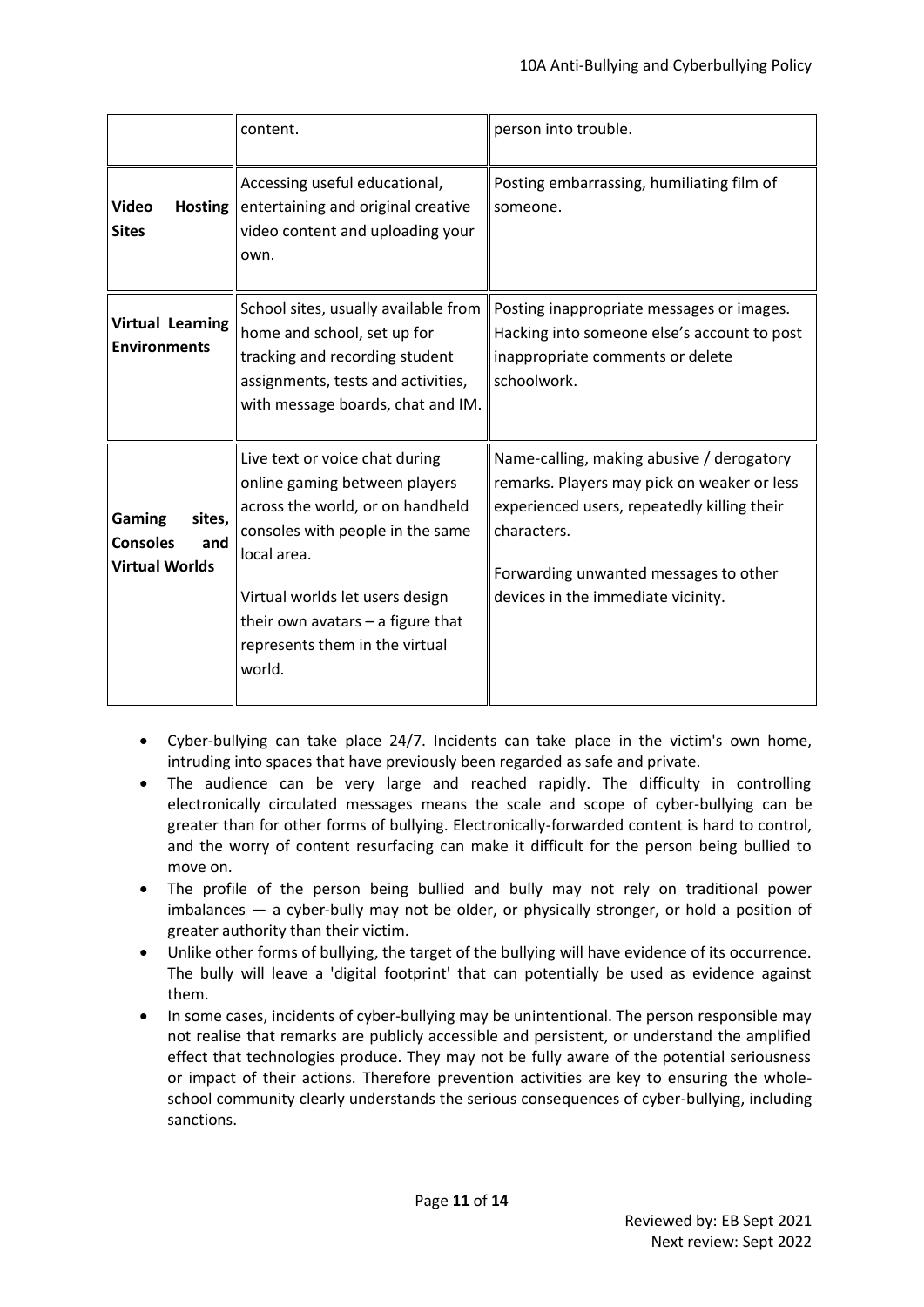| | | |
|---|---|---|
| | content. | person into trouble. |
| **Video Hosting Sites** | Accessing useful educational, entertaining and original creative video content and uploading your own. | Posting embarrassing, humiliating film of someone. |
| **Virtual Learning Environments** | School sites, usually available from home and school, set up for tracking and recording student assignments, tests and activities, with message boards, chat and IM. | Posting inappropriate messages or images. Hacking into someone else's account to post inappropriate comments or delete schoolwork. |
| **Gaming sites, Consoles and Virtual Worlds** | Live text or voice chat during online gaming between players across the world, or on handheld consoles with people in the same local area.<br><br>Virtual worlds let users design their own avatars – a figure that represents them in the virtual world. | Name-calling, making abusive / derogatory remarks. Players may pick on weaker or less experienced users, repeatedly killing their characters.<br><br>Forwarding unwanted messages to other devices in the immediate vicinity. |

- Cyber-bullying can take place 24/7. Incidents can take place in the victim's own home, intruding into spaces that have previously been regarded as safe and private.
- The audience can be very large and reached rapidly. The difficulty in controlling electronically circulated messages means the scale and scope of cyber-bullying can be greater than for other forms of bullying. Electronically-forwarded content is hard to control, and the worry of content resurfacing can make it difficult for the person being bullied to move on.
- The profile of the person being bullied and bully may not rely on traditional power imbalances — a cyber-bully may not be older, or physically stronger, or hold a position of greater authority than their victim.
- Unlike other forms of bullying, the target of the bullying will have evidence of its occurrence. The bully will leave a 'digital footprint' that can potentially be used as evidence against them.
- In some cases, incidents of cyber-bullying may be unintentional. The person responsible may not realise that remarks are publicly accessible and persistent, or understand the amplified effect that technologies produce. They may not be fully aware of the potential seriousness or impact of their actions. Therefore prevention activities are key to ensuring the whole-school community clearly understands the serious consequences of cyber-bullying, including sanctions.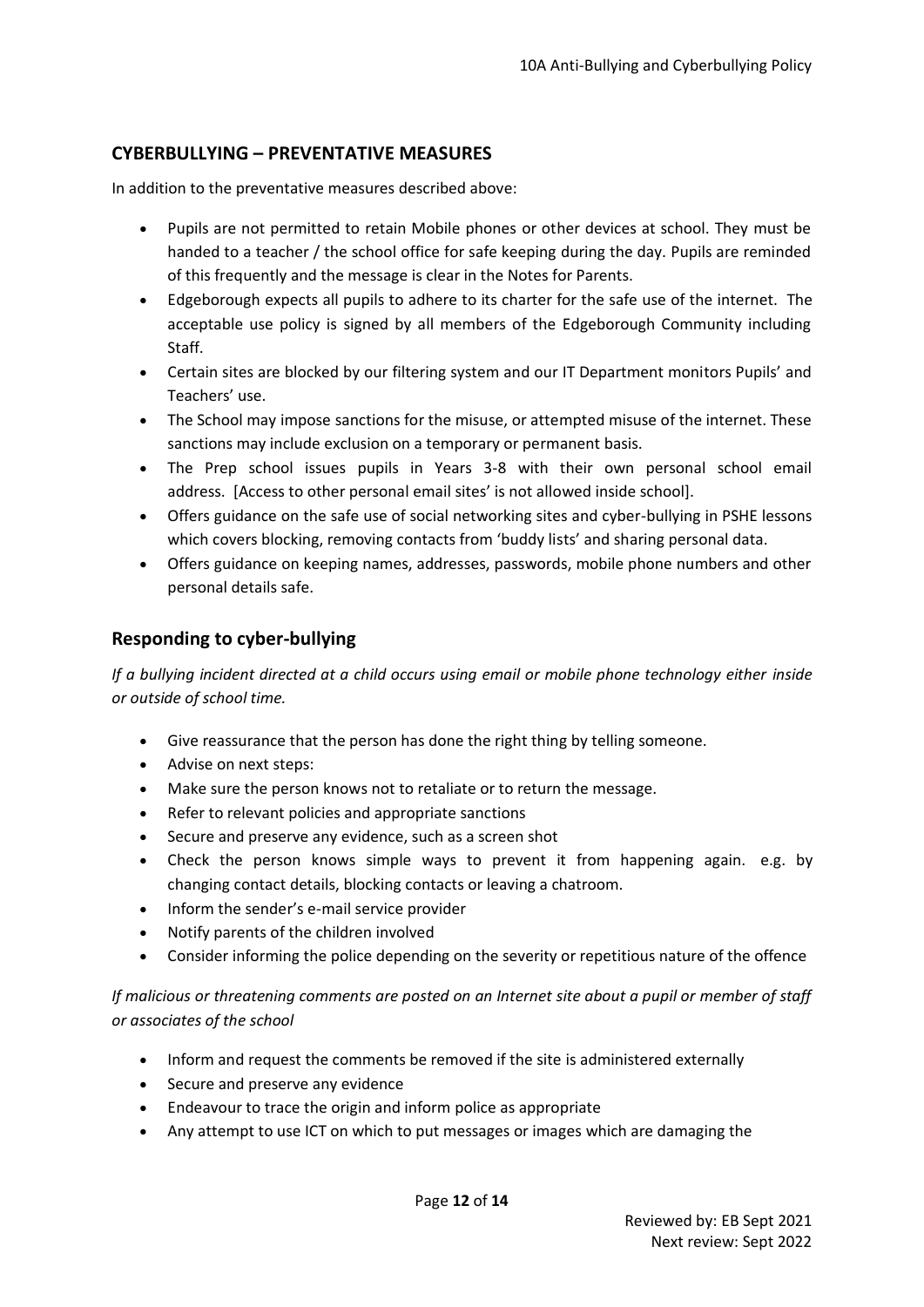## CYBERBULLYING – PREVENTATIVE MEASURES

In addition to the preventative measures described above:

- Pupils are not permitted to retain Mobile phones or other devices at school. They must be handed to a teacher / the school office for safe keeping during the day. Pupils are reminded of this frequently and the message is clear in the Notes for Parents.
- Edgeborough expects all pupils to adhere to its charter for the safe use of the internet. The acceptable use policy is signed by all members of the Edgeborough Community including Staff.
- Certain sites are blocked by our filtering system and our IT Department monitors Pupils' and Teachers' use.
- The School may impose sanctions for the misuse, or attempted misuse of the internet. These sanctions may include exclusion on a temporary or permanent basis.
- The Prep school issues pupils in Years 3-8 with their own personal school email address. [Access to other personal email sites' is not allowed inside school].
- Offers guidance on the safe use of social networking sites and cyber-bullying in PSHE lessons which covers blocking, removing contacts from 'buddy lists' and sharing personal data.
- Offers guidance on keeping names, addresses, passwords, mobile phone numbers and other personal details safe.

## Responding to cyber-bullying

*If a bullying incident directed at a child occurs using email or mobile phone technology either inside or outside of school time.*

- Give reassurance that the person has done the right thing by telling someone.
- Advise on next steps:
- Make sure the person knows not to retaliate or to return the message.
- Refer to relevant policies and appropriate sanctions
- Secure and preserve any evidence, such as a screen shot
- Check the person knows simple ways to prevent it from happening again. e.g. by changing contact details, blocking contacts or leaving a chatroom.
- Inform the sender's e-mail service provider
- Notify parents of the children involved
- Consider informing the police depending on the severity or repetitious nature of the offence

*If malicious or threatening comments are posted on an Internet site about a pupil or member of staff or associates of the school*

- Inform and request the comments be removed if the site is administered externally
- Secure and preserve any evidence
- Endeavour to trace the origin and inform police as appropriate
- Any attempt to use ICT on which to put messages or images which are damaging the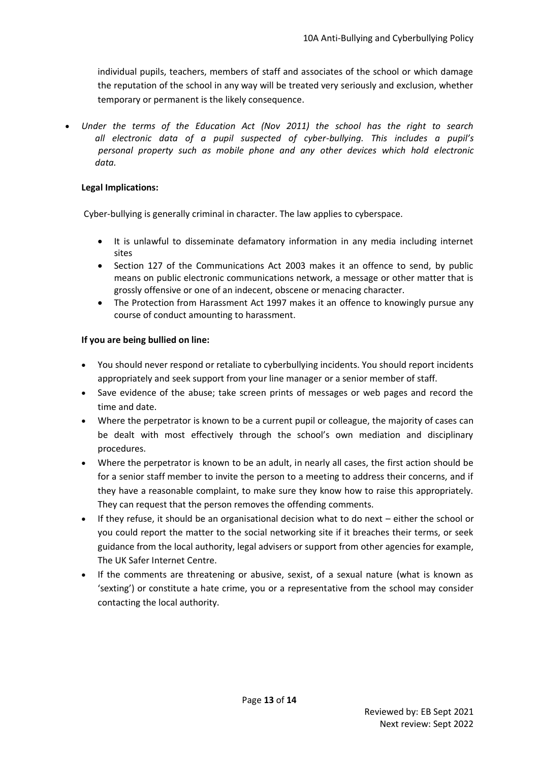individual pupils, teachers, members of staff and associates of the school or which damage the reputation of the school in any way will be treated very seriously and exclusion, whether temporary or permanent is the likely consequence.

- *Under the terms of the Education Act (Nov 2011) the school has the right to search all electronic data of a pupil suspected of cyber-bullying. This includes a pupil's personal property such as mobile phone and any other devices which hold electronic data.*

**Legal Implications:**

Cyber-bullying is generally criminal in character. The law applies to cyberspace.

- It is unlawful to disseminate defamatory information in any media including internet sites
- Section 127 of the Communications Act 2003 makes it an offence to send, by public means on public electronic communications network, a message or other matter that is grossly offensive or one of an indecent, obscene or menacing character.
- The Protection from Harassment Act 1997 makes it an offence to knowingly pursue any course of conduct amounting to harassment.

**If you are being bullied on line:**

- You should never respond or retaliate to cyberbullying incidents. You should report incidents appropriately and seek support from your line manager or a senior member of staff.
- Save evidence of the abuse; take screen prints of messages or web pages and record the time and date.
- Where the perpetrator is known to be a current pupil or colleague, the majority of cases can be dealt with most effectively through the school's own mediation and disciplinary procedures.
- Where the perpetrator is known to be an adult, in nearly all cases, the first action should be for a senior staff member to invite the person to a meeting to address their concerns, and if they have a reasonable complaint, to make sure they know how to raise this appropriately. They can request that the person removes the offending comments.
- If they refuse, it should be an organisational decision what to do next – either the school or you could report the matter to the social networking site if it breaches their terms, or seek guidance from the local authority, legal advisers or support from other agencies for example, The UK Safer Internet Centre.
- If the comments are threatening or abusive, sexist, of a sexual nature (what is known as 'sexting') or constitute a hate crime, you or a representative from the school may consider contacting the local authority.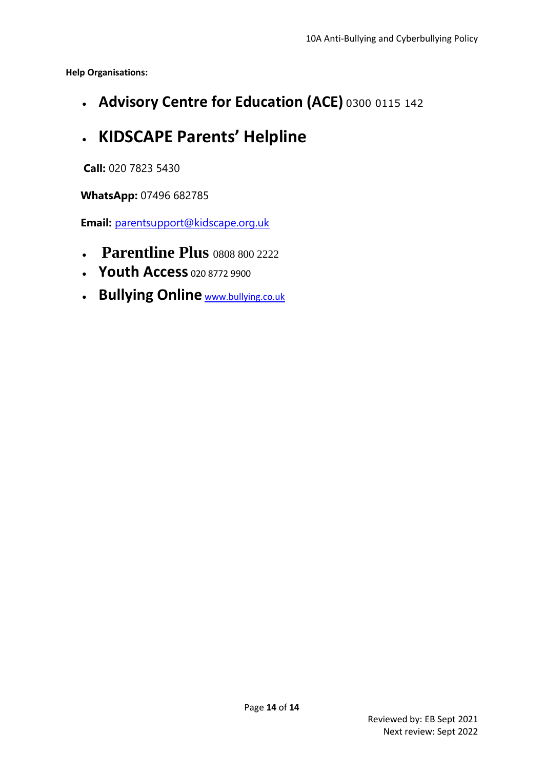**Help Organisations:**

- **Advisory Centre for Education (ACE)** 0300 0115 142
- **KIDSCAPE Parents' Helpline**

**Call:** 020 7823 5430

**WhatsApp:** 07496 682785

**Email:** parentsupport@kidscape.org.uk

- **Parentline Plus** 0808 800 2222
- **Youth Access** 020 8772 9900
- **Bullying Online** www.bullying.co.uk

Reviewed by: EB Sept 2021
Next review: Sept 2022